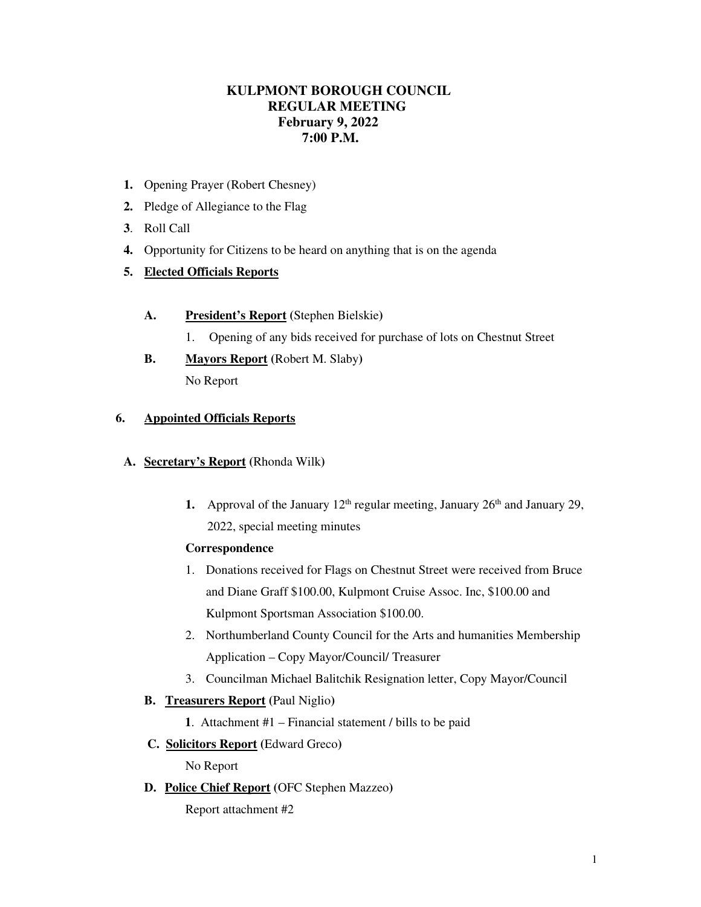# KULPMONT BOROUGH COUNCIL
## REGULAR MEETING
## February 9, 2022
## 7:00 P.M.

1. Opening Prayer (Robert Chesney)
2. Pledge of Allegiance to the Flag
3. Roll Call
4. Opportunity for Citizens to be heard on anything that is on the agenda
5. **Elected Officials Reports**

   **A. President's Report** (Stephen Bielskie)

   1. Opening of any bids received for purchase of lots on Chestnut Street

   **B. Mayors Report** (Robert M. Slaby)

   No Report

6. **Appointed Officials Reports**

   **A. Secretary's Report** (Rhonda Wilk)

   **1.** Approval of the January 12th regular meeting, January 26th and January 29, 2022, special meeting minutes

   **Correspondence**

   1. Donations received for Flags on Chestnut Street were received from Bruce and Diane Graff $100.00, Kulpmont Cruise Assoc. Inc, $100.00 and Kulpmont Sportsman Association $100.00.
   2. Northumberland County Council for the Arts and humanities Membership Application – Copy Mayor/Council/ Treasurer
   3. Councilman Michael Balitchik Resignation letter, Copy Mayor/Council

   **B. Treasurers Report** (Paul Niglio)

   **1**. Attachment #1 – Financial statement / bills to be paid

   **C. Solicitors Report** (Edward Greco)

   No Report

   **D. Police Chief Report** (OFC Stephen Mazzeo)

   Report attachment #2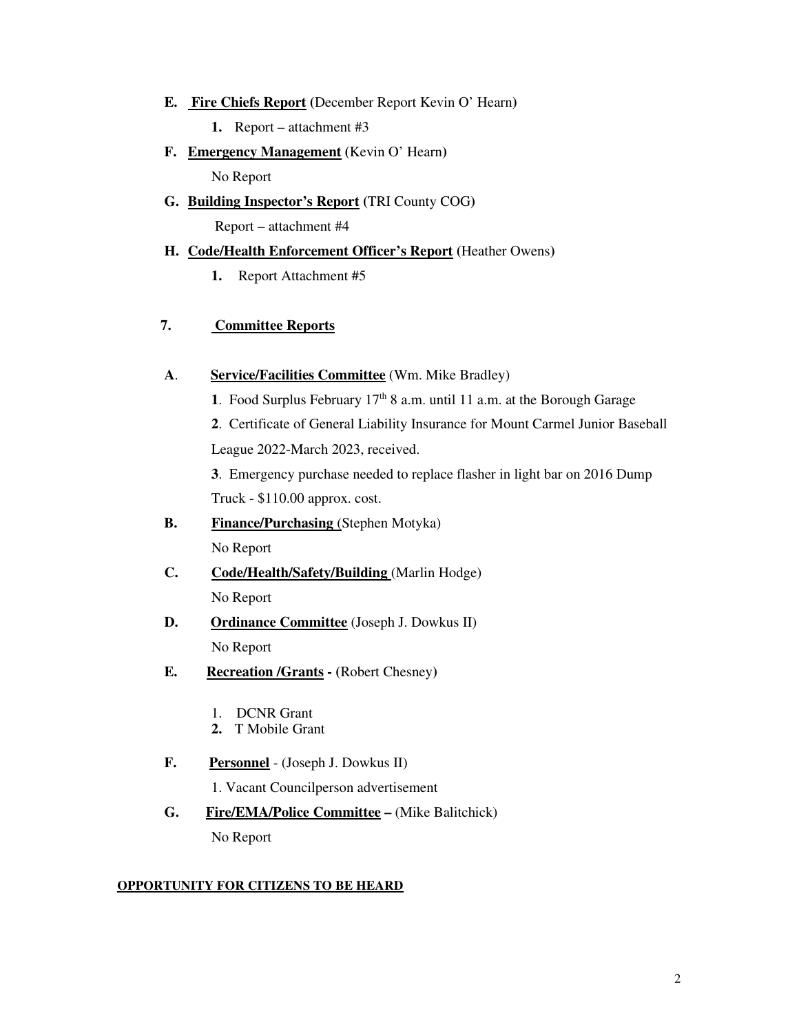**E. Fire Chiefs Report** (December Report Kevin O' Hearn)

1. Report – attachment #3

**F. Emergency Management** (Kevin O' Hearn)

No Report

**G. Building Inspector's Report** (TRI County COG)

Report – attachment #4

**H. Code/Health Enforcement Officer's Report** (Heather Owens)

1. Report Attachment #5

## 7. Committee Reports

**A. Service/Facilities Committee** (Wm. Mike Bradley)

1. Food Surplus February 17th 8 a.m. until 11 a.m. at the Borough Garage
2. Certificate of General Liability Insurance for Mount Carmel Junior Baseball League 2022-March 2023, received.
3. Emergency purchase needed to replace flasher in light bar on 2016 Dump Truck - $110.00 approx. cost.

**B. Finance/Purchasing** (Stephen Motyka)

No Report

**C. Code/Health/Safety/Building** (Marlin Hodge)

No Report

**D. Ordinance Committee** (Joseph J. Dowkus II)

No Report

**E. Recreation /Grants - (**Robert Chesney**)**

1. DCNR Grant
2. T Mobile Grant

**F. Personnel** - (Joseph J. Dowkus II)

1. Vacant Councilperson advertisement

**G. Fire/EMA/Police Committee –** (Mike Balitchick)

No Report

**OPPORTUNITY FOR CITIZENS TO BE HEARD**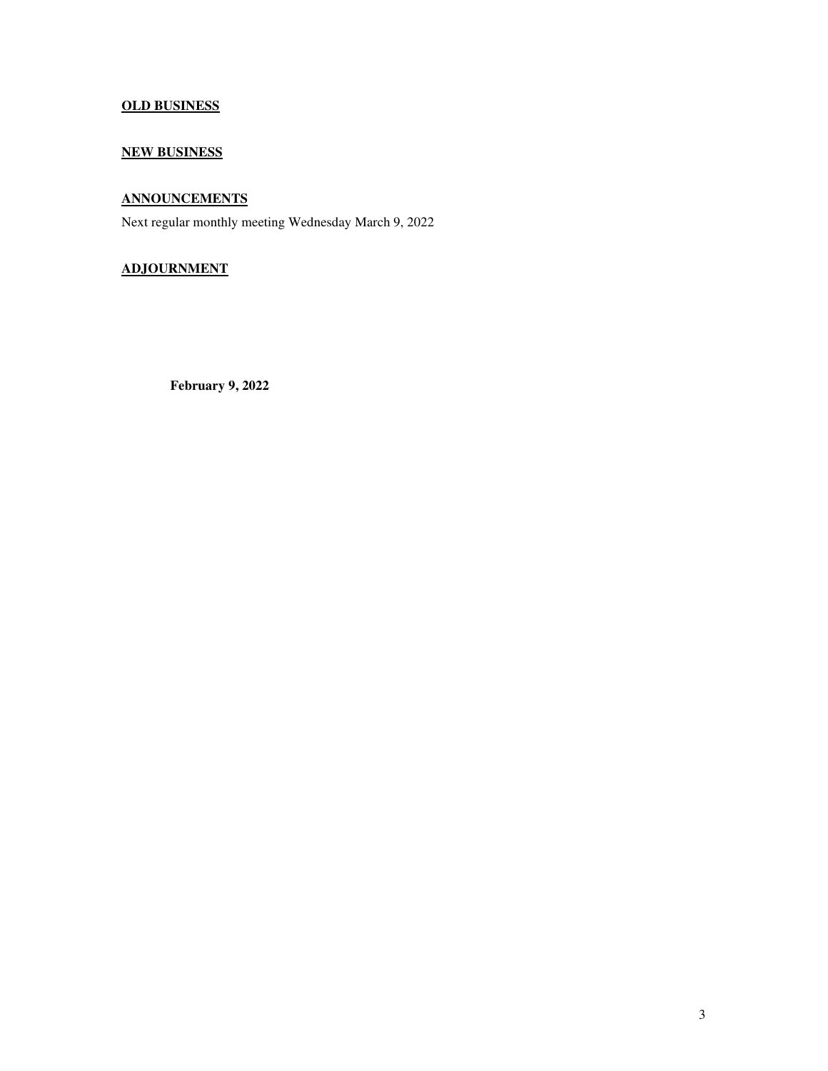**OLD BUSINESS**

**NEW BUSINESS**

**ANNOUNCEMENTS**

Next regular monthly meeting Wednesday March 9, 2022

**ADJOURNMENT**

**February 9, 2022**